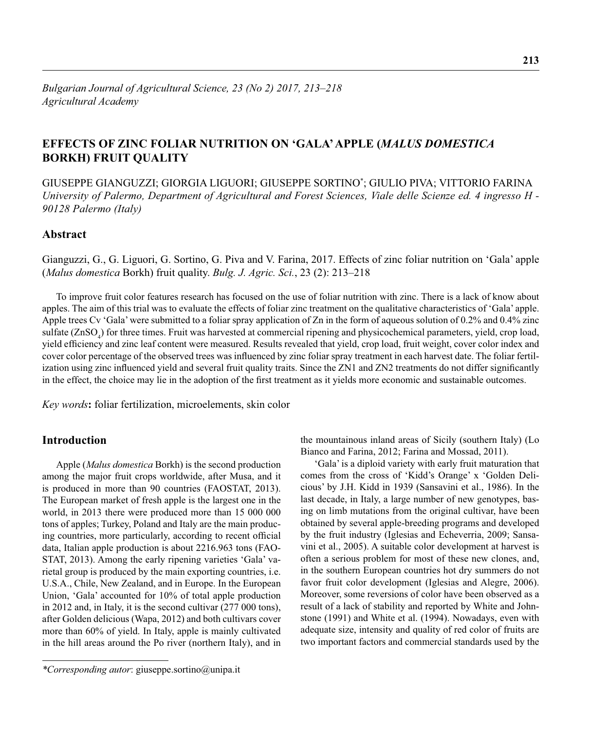# EFFECTS OF ZINC FOLIAR NUTRITION ON 'GALA' APPLE (*MALUS DOMESTICA* BORKH) FRUIT QUALITY

GIUSEPPE GIANGUZZI; GIORGIA LIGUORI; GIUSEPPE SORTINO*; GIULIO PIVA; VITTORIO FARINA

*University of Palermo, Department of Agricultural and Forest Sciences, Viale delle Scienze ed. 4 ingresso H - 90128 Palermo (Italy)*

## Abstract

Gianguzzi, G., G. Liguori, G. Sortino, G. Piva and V. Farina, 2017. Effects of zinc foliar nutrition on 'Gala' apple (*Malus domestica* Borkh) fruit quality. *Bulg. J. Agric. Sci.*, 23 (2): 213–218

To improve fruit color features research has focused on the use of foliar nutrition with zinc. There is a lack of know about apples. The aim of this trial was to evaluate the effects of foliar zinc treatment on the qualitative characteristics of 'Gala' apple. Apple trees Cv 'Gala' were submitted to a foliar spray application of Zn in the form of aqueous solution of 0.2% and 0.4% zinc sulfate ($ZnSO_4$) for three times. Fruit was harvested at commercial ripening and physicochemical parameters, yield, crop load, yield efficiency and zinc leaf content were measured. Results revealed that yield, crop load, fruit weight, cover color index and cover color percentage of the observed trees was influenced by zinc foliar spray treatment in each harvest date. The foliar fertilization using zinc influenced yield and several fruit quality traits. Since the ZN1 and ZN2 treatments do not differ significantly in the effect, the choice may lie in the adoption of the first treatment as it yields more economic and sustainable outcomes.

*Key words*: foliar fertilization, microelements, skin color

## Introduction

Apple (*Malus domestica* Borkh) is the second production among the major fruit crops worldwide, after Musa, and it is produced in more than 90 countries (FAOSTAT, 2013). The European market of fresh apple is the largest one in the world, in 2013 there were produced more than 15 000 000 tons of apples; Turkey, Poland and Italy are the main producing countries, more particularly, according to recent official data, Italian apple production is about 2216.963 tons (FAOSTAT, 2013). Among the early ripening varieties 'Gala' varietal group is produced by the main exporting countries, i.e. U.S.A., Chile, New Zealand, and in Europe. In the European Union, 'Gala' accounted for 10% of total apple production in 2012 and, in Italy, it is the second cultivar (277 000 tons), after Golden delicious (Wapa, 2012) and both cultivars cover more than 60% of yield. In Italy, apple is mainly cultivated in the hill areas around the Po river (northern Italy), and in the mountainous inland areas of Sicily (southern Italy) (Lo Bianco and Farina, 2012; Farina and Mossad, 2011).

'Gala' is a diploid variety with early fruit maturation that comes from the cross of 'Kidd's Orange' x 'Golden Delicious' by J.H. Kidd in 1939 (Sansavini et al., 1986). In the last decade, in Italy, a large number of new genotypes, basing on limb mutations from the original cultivar, have been obtained by several apple-breeding programs and developed by the fruit industry (Iglesias and Echeverria, 2009; Sansavini et al., 2005). A suitable color development at harvest is often a serious problem for most of these new clones, and, in the southern European countries hot dry summers do not favor fruit color development (Iglesias and Alegre, 2006). Moreover, some reversions of color have been observed as a result of a lack of stability and reported by White and Johnstone (1991) and White et al. (1994). Nowadays, even with adequate size, intensity and quality of red color of fruits are two important factors and commercial standards used by the

*Corresponding autor: giuseppe.sortino@unipa.it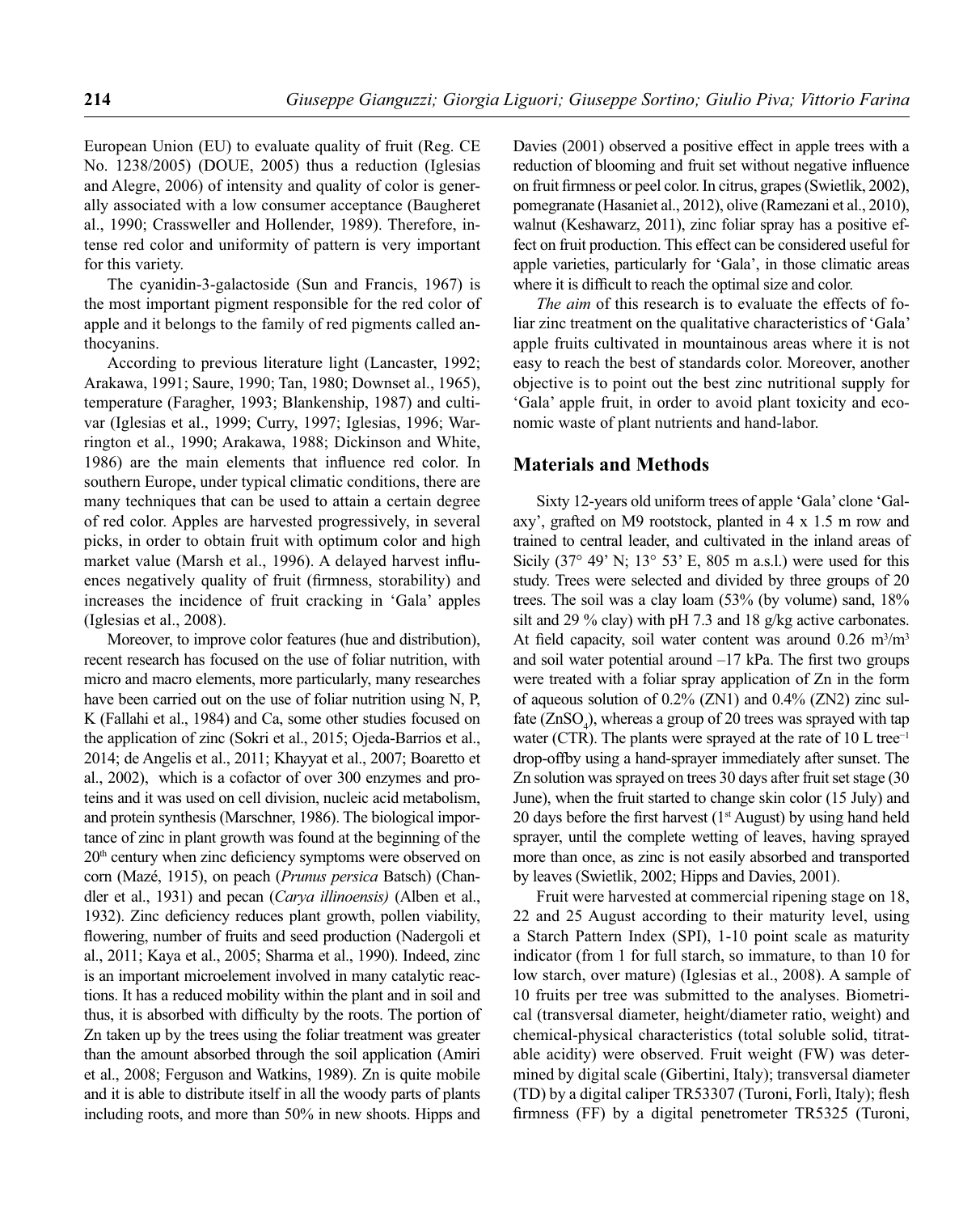European Union (EU) to evaluate quality of fruit (Reg. CE No. 1238/2005) (DOUE, 2005) thus a reduction (Iglesias and Alegre, 2006) of intensity and quality of color is generally associated with a low consumer acceptance (Baugheret al., 1990; Crassweller and Hollender, 1989). Therefore, intense red color and uniformity of pattern is very important for this variety.

The cyanidin-3-galactoside (Sun and Francis, 1967) is the most important pigment responsible for the red color of apple and it belongs to the family of red pigments called anthocyanins.

According to previous literature light (Lancaster, 1992; Arakawa, 1991; Saure, 1990; Tan, 1980; Downset al., 1965), temperature (Faragher, 1993; Blankenship, 1987) and cultivar (Iglesias et al., 1999; Curry, 1997; Iglesias, 1996; Warrington et al., 1990; Arakawa, 1988; Dickinson and White, 1986) are the main elements that influence red color. In southern Europe, under typical climatic conditions, there are many techniques that can be used to attain a certain degree of red color. Apples are harvested progressively, in several picks, in order to obtain fruit with optimum color and high market value (Marsh et al., 1996). A delayed harvest influences negatively quality of fruit (firmness, storability) and increases the incidence of fruit cracking in 'Gala' apples (Iglesias et al., 2008).

Moreover, to improve color features (hue and distribution), recent research has focused on the use of foliar nutrition, with micro and macro elements, more particularly, many researches have been carried out on the use of foliar nutrition using N, P, K (Fallahi et al., 1984) and Ca, some other studies focused on the application of zinc (Sokri et al., 2015; Ojeda-Barrios et al., 2014; de Angelis et al., 2011; Khayyat et al., 2007; Boaretto et al., 2002), which is a cofactor of over 300 enzymes and proteins and it was used on cell division, nucleic acid metabolism, and protein synthesis (Marschner, 1986). The biological importance of zinc in plant growth was found at the beginning of the 20th century when zinc deficiency symptoms were observed on corn (Mazé, 1915), on peach (*Prunus persica* Batsch) (Chandler et al., 1931) and pecan (*Carya illinoensis)* (Alben et al., 1932). Zinc deficiency reduces plant growth, pollen viability, flowering, number of fruits and seed production (Nadergoli et al., 2011; Kaya et al., 2005; Sharma et al., 1990). Indeed, zinc is an important microelement involved in many catalytic reactions. It has a reduced mobility within the plant and in soil and thus, it is absorbed with difficulty by the roots. The portion of Zn taken up by the trees using the foliar treatment was greater than the amount absorbed through the soil application (Amiri et al., 2008; Ferguson and Watkins, 1989). Zn is quite mobile and it is able to distribute itself in all the woody parts of plants including roots, and more than 50% in new shoots. Hipps and Davies (2001) observed a positive effect in apple trees with a reduction of blooming and fruit set without negative influence on fruit firmness or peel color. In citrus, grapes (Swietlik, 2002), pomegranate (Hasaniet al., 2012), olive (Ramezani et al., 2010), walnut (Keshawarz, 2011), zinc foliar spray has a positive effect on fruit production. This effect can be considered useful for apple varieties, particularly for 'Gala', in those climatic areas where it is difficult to reach the optimal size and color.

*The aim* of this research is to evaluate the effects of foliar zinc treatment on the qualitative characteristics of 'Gala' apple fruits cultivated in mountainous areas where it is not easy to reach the best of standards color. Moreover, another objective is to point out the best zinc nutritional supply for 'Gala' apple fruit, in order to avoid plant toxicity and economic waste of plant nutrients and hand-labor.

## Materials and Methods

Sixty 12-years old uniform trees of apple 'Gala' clone 'Galaxy', grafted on M9 rootstock, planted in 4 x 1.5 m row and trained to central leader, and cultivated in the inland areas of Sicily (37° 49' N; 13° 53' E, 805 m a.s.l.) were used for this study. Trees were selected and divided by three groups of 20 trees. The soil was a clay loam (53% (by volume) sand, 18% silt and 29 % clay) with pH 7.3 and 18 g/kg active carbonates. At field capacity, soil water content was around 0.26 $m^3/m^3$ and soil water potential around –17 kPa. The first two groups were treated with a foliar spray application of Zn in the form of aqueous solution of 0.2% (ZN1) and 0.4% (ZN2) zinc sulfate ($ZnSO_4$), whereas a group of 20 trees was sprayed with tap water (CTR). The plants were sprayed at the rate of 10 L $tree^{-1}$ drop-offby using a hand-sprayer immediately after sunset. The Zn solution was sprayed on trees 30 days after fruit set stage (30 June), when the fruit started to change skin color (15 July) and 20 days before the first harvest (1st August) by using hand held sprayer, until the complete wetting of leaves, having sprayed more than once, as zinc is not easily absorbed and transported by leaves (Swietlik, 2002; Hipps and Davies, 2001).

Fruit were harvested at commercial ripening stage on 18, 22 and 25 August according to their maturity level, using a Starch Pattern Index (SPI), 1-10 point scale as maturity indicator (from 1 for full starch, so immature, to than 10 for low starch, over mature) (Iglesias et al., 2008). A sample of 10 fruits per tree was submitted to the analyses. Biometrical (transversal diameter, height/diameter ratio, weight) and chemical-physical characteristics (total soluble solid, titratable acidity) were observed. Fruit weight (FW) was determined by digital scale (Gibertini, Italy); transversal diameter (TD) by a digital caliper TR53307 (Turoni, Forlì, Italy); flesh firmness (FF) by a digital penetrometer TR5325 (Turoni,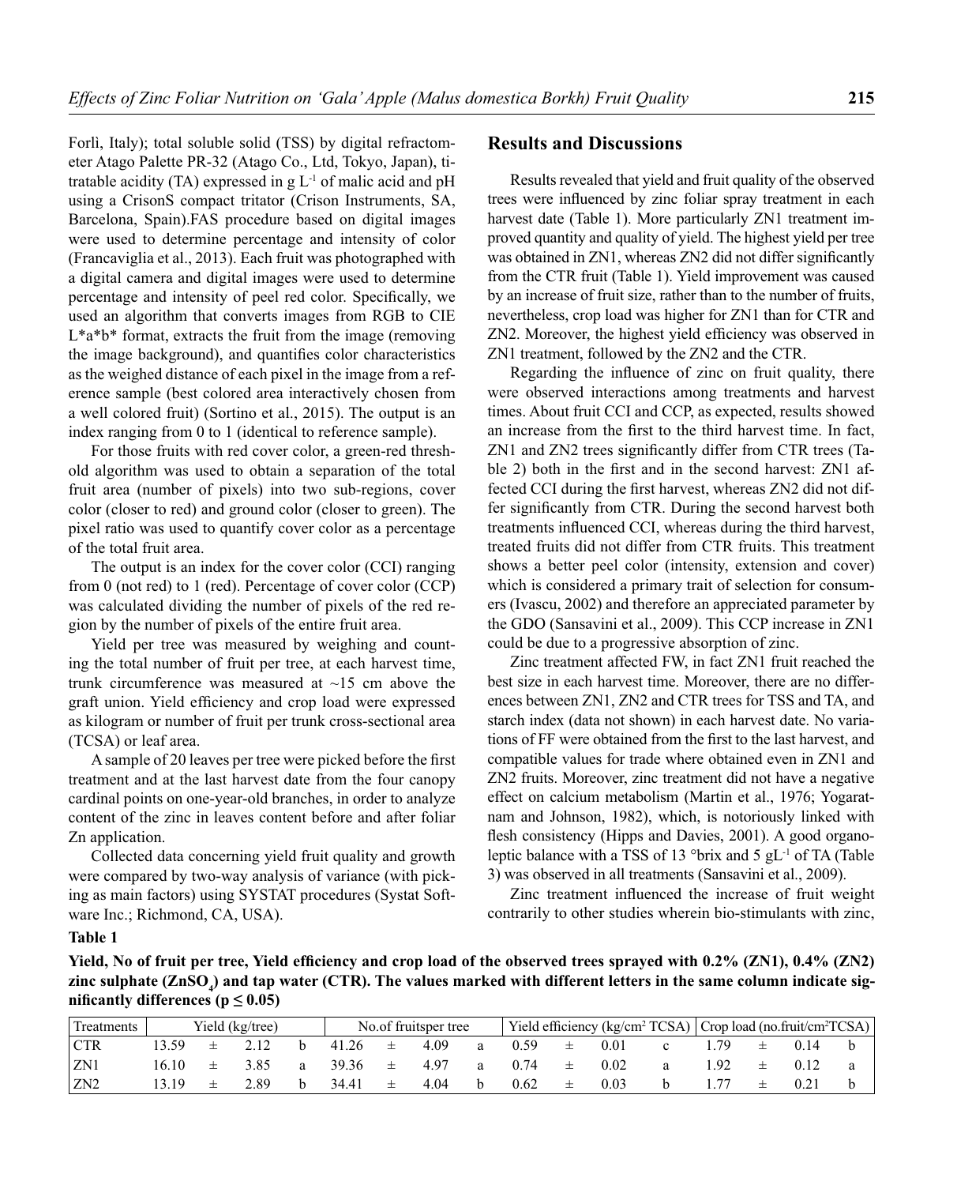Forlì, Italy); total soluble solid (TSS) by digital refractometer Atago Palette PR-32 (Atago Co., Ltd, Tokyo, Japan), titratable acidity (TA) expressed in g $L^{-1}$ of malic acid and pH using a CrisonS compact tritator (Crison Instruments, SA, Barcelona, Spain).FAS procedure based on digital images were used to determine percentage and intensity of color (Francaviglia et al., 2013). Each fruit was photographed with a digital camera and digital images were used to determine percentage and intensity of peel red color. Specifically, we used an algorithm that converts images from RGB to CIE L*a*b* format, extracts the fruit from the image (removing the image background), and quantifies color characteristics as the weighed distance of each pixel in the image from a reference sample (best colored area interactively chosen from a well colored fruit) (Sortino et al., 2015). The output is an index ranging from 0 to 1 (identical to reference sample).

For those fruits with red cover color, a green-red threshold algorithm was used to obtain a separation of the total fruit area (number of pixels) into two sub-regions, cover color (closer to red) and ground color (closer to green). The pixel ratio was used to quantify cover color as a percentage of the total fruit area.

The output is an index for the cover color (CCI) ranging from 0 (not red) to 1 (red). Percentage of cover color (CCP) was calculated dividing the number of pixels of the red region by the number of pixels of the entire fruit area.

Yield per tree was measured by weighing and counting the total number of fruit per tree, at each harvest time, trunk circumference was measured at ~15 cm above the graft union. Yield efficiency and crop load were expressed as kilogram or number of fruit per trunk cross-sectional area (TCSA) or leaf area.

A sample of 20 leaves per tree were picked before the first treatment and at the last harvest date from the four canopy cardinal points on one-year-old branches, in order to analyze content of the zinc in leaves content before and after foliar Zn application.

Collected data concerning yield fruit quality and growth were compared by two-way analysis of variance (with picking as main factors) using SYSTAT procedures (Systat Software Inc.; Richmond, CA, USA).

## Results and Discussions

Results revealed that yield and fruit quality of the observed trees were influenced by zinc foliar spray treatment in each harvest date (Table 1). More particularly ZN1 treatment improved quantity and quality of yield. The highest yield per tree was obtained in ZN1, whereas ZN2 did not differ significantly from the CTR fruit (Table 1). Yield improvement was caused by an increase of fruit size, rather than to the number of fruits, nevertheless, crop load was higher for ZN1 than for CTR and ZN2. Moreover, the highest yield efficiency was observed in ZN1 treatment, followed by the ZN2 and the CTR.

Regarding the influence of zinc on fruit quality, there were observed interactions among treatments and harvest times. About fruit CCI and CCP, as expected, results showed an increase from the first to the third harvest time. In fact, ZN1 and ZN2 trees significantly differ from CTR trees (Table 2) both in the first and in the second harvest: ZN1 affected CCI during the first harvest, whereas ZN2 did not differ significantly from CTR. During the second harvest both treatments influenced CCI, whereas during the third harvest, treated fruits did not differ from CTR fruits. This treatment shows a better peel color (intensity, extension and cover) which is considered a primary trait of selection for consumers (Ivascu, 2002) and therefore an appreciated parameter by the GDO (Sansavini et al., 2009). This CCP increase in ZN1 could be due to a progressive absorption of zinc.

Zinc treatment affected FW, in fact ZN1 fruit reached the best size in each harvest time. Moreover, there are no differences between ZN1, ZN2 and CTR trees for TSS and TA, and starch index (data not shown) in each harvest date. No variations of FF were obtained from the first to the last harvest, and compatible values for trade where obtained even in ZN1 and ZN2 fruits. Moreover, zinc treatment did not have a negative effect on calcium metabolism (Martin et al., 1976; Yogaratnam and Johnson, 1982), which, is notoriously linked with flesh consistency (Hipps and Davies, 2001). A good organoleptic balance with a TSS of 13 °brix and 5 $gL^{-1}$ of TA (Table 3) was observed in all treatments (Sansavini et al., 2009).

Zinc treatment influenced the increase of fruit weight contrarily to other studies wherein bio-stimulants with zinc,

**Table 1**

**Yield, No of fruit per tree, Yield efficiency and crop load of the observed trees sprayed with 0.2% (ZN1), 0.4% (ZN2) zinc sulphate ($ZnSO_4$) and tap water (CTR). The values marked with different letters in the same column indicate significantly differences ($p \leq 0.05$)**

| Treatments | Yield (kg/tree) | No.of fruitsper tree | Yield efficiency (kg/cm² TCSA) | Crop load (no.fruit/cm²TCSA) |
|---|---|---|---|---|
| CTR | 13.59 ± 2.12 b | 41.26 ± 4.09 a | 0.59 ± 0.01 c | 1.79 ± 0.14 b |
| ZN1 | 16.10 ± 3.85 a | 39.36 ± 4.97 a | 0.74 ± 0.02 a | 1.92 ± 0.12 a |
| ZN2 | 13.19 ± 2.89 b | 34.41 ± 4.04 b | 0.62 ± 0.03 b | 1.77 ± 0.21 b |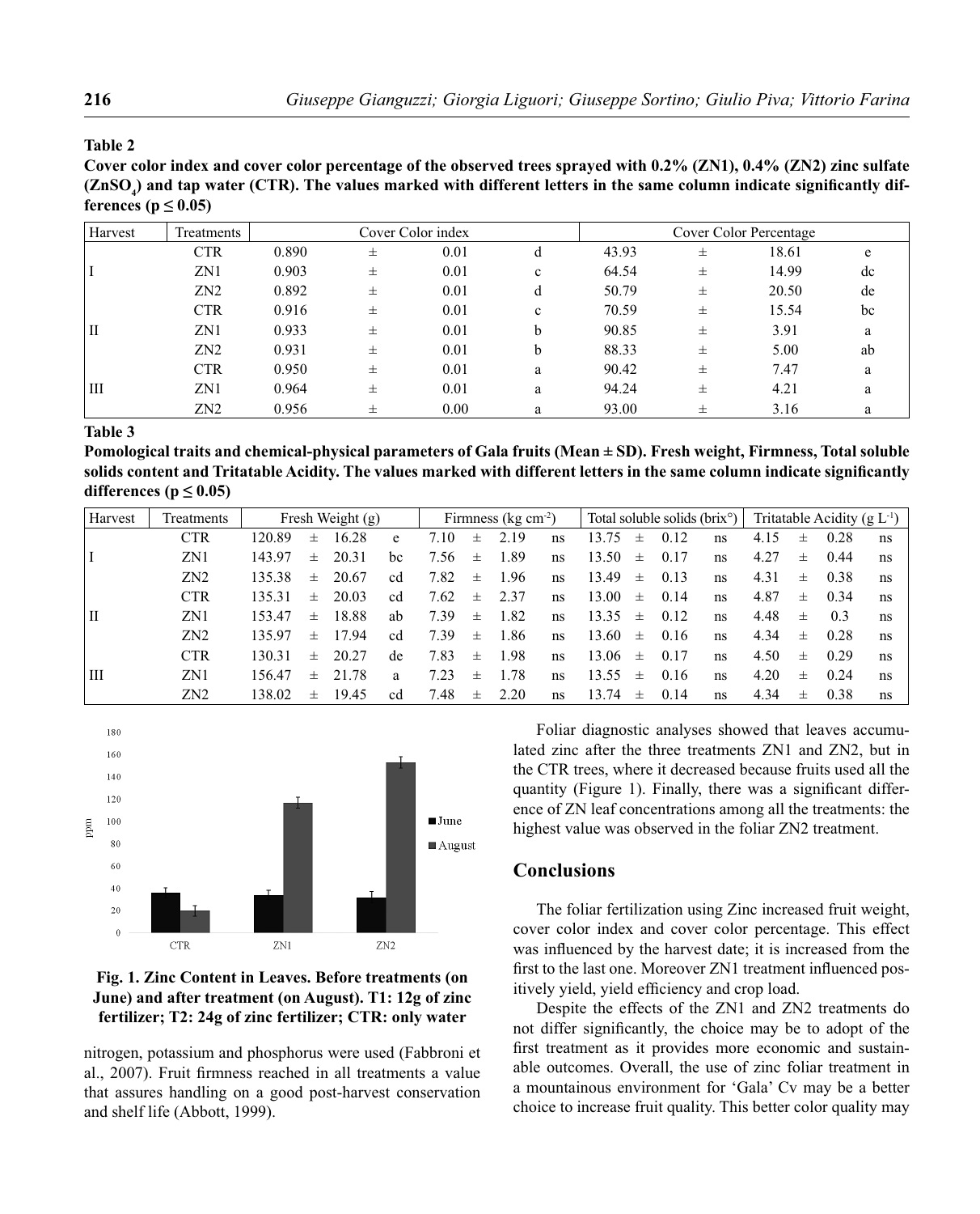**Table 2**

**Cover color index and cover color percentage of the observed trees sprayed with 0.2% (ZN1), 0.4% (ZN2) zinc sulfate ($ZnSO_4$) and tap water (CTR). The values marked with different letters in the same column indicate significantly differences ($p \leq 0.05$)**

| Harvest | Treatments | Cover Color index | | | | Cover Color Percentage | | | |
|---|---|---|---|---|---|---|---|---|---|
| | CTR | 0.890 | ± | 0.01 | d | 43.93 | ± | 18.61 | e |
| I | ZN1 | 0.903 | ± | 0.01 | c | 64.54 | ± | 14.99 | dc |
| | ZN2 | 0.892 | ± | 0.01 | d | 50.79 | ± | 20.50 | de |
| | CTR | 0.916 | ± | 0.01 | c | 70.59 | ± | 15.54 | bc |
| II | ZN1 | 0.933 | ± | 0.01 | b | 90.85 | ± | 3.91 | a |
| | ZN2 | 0.931 | ± | 0.01 | b | 88.33 | ± | 5.00 | ab |
| | CTR | 0.950 | ± | 0.01 | a | 90.42 | ± | 7.47 | a |
| III | ZN1 | 0.964 | ± | 0.01 | a | 94.24 | ± | 4.21 | a |
| | ZN2 | 0.956 | ± | 0.00 | a | 93.00 | ± | 3.16 | a |

**Table 3**

**Pomological traits and chemical-physical parameters of Gala fruits (Mean ± SD). Fresh weight, Firmness, Total soluble solids content and Tritatable Acidity. The values marked with different letters in the same column indicate significantly differences ($p \leq 0.05$)**

| Harvest | Treatments | Fresh Weight (g) | | | | Firmness (kg $cm^{-2}$) | | | | Total soluble solids (brix°) | | | | Tritatable Acidity (g $L^{-1}$) | | | |
|---|---|---|---|---|---|---|---|---|---|---|---|---|---|---|---|---|---|
| | CTR | 120.89 | ± | 16.28 | e | 7.10 | ± | 2.19 | ns | 13.75 | ± | 0.12 | ns | 4.15 | ± | 0.28 | ns |
| I | ZN1 | 143.97 | ± | 20.31 | bc | 7.56 | ± | 1.89 | ns | 13.50 | ± | 0.17 | ns | 4.27 | ± | 0.44 | ns |
| | ZN2 | 135.38 | ± | 20.67 | cd | 7.82 | ± | 1.96 | ns | 13.49 | ± | 0.13 | ns | 4.31 | ± | 0.38 | ns |
| | CTR | 135.31 | ± | 20.03 | cd | 7.62 | ± | 2.37 | ns | 13.00 | ± | 0.14 | ns | 4.87 | ± | 0.34 | ns |
| II | ZN1 | 153.47 | ± | 18.88 | ab | 7.39 | ± | 1.82 | ns | 13.35 | ± | 0.12 | ns | 4.48 | ± | 0.3 | ns |
| | ZN2 | 135.97 | ± | 17.94 | cd | 7.39 | ± | 1.86 | ns | 13.60 | ± | 0.16 | ns | 4.34 | ± | 0.28 | ns |
| | CTR | 130.31 | ± | 20.27 | de | 7.83 | ± | 1.98 | ns | 13.06 | ± | 0.17 | ns | 4.50 | ± | 0.29 | ns |
| III | ZN1 | 156.47 | ± | 21.78 | a | 7.23 | ± | 1.78 | ns | 13.55 | ± | 0.16 | ns | 4.20 | ± | 0.24 | ns |
| | ZN2 | 138.02 | ± | 19.45 | cd | 7.48 | ± | 2.20 | ns | 13.74 | ± | 0.14 | ns | 4.34 | ± | 0.38 | ns |

**Fig. 1. Zinc Content in Leaves. Before treatments (on June) and after treatment (on August). T1: 12g of zinc fertilizer; T2: 24g of zinc fertilizer; CTR: only water**

nitrogen, potassium and phosphorus were used (Fabbroni et al., 2007). Fruit firmness reached in all treatments a value that assures handling on a good post-harvest conservation and shelf life (Abbott, 1999).

Foliar diagnostic analyses showed that leaves accumulated zinc after the three treatments ZN1 and ZN2, but in the CTR trees, where it decreased because fruits used all the quantity (Figure 1). Finally, there was a significant difference of ZN leaf concentrations among all the treatments: the highest value was observed in the foliar ZN2 treatment.

## Conclusions

The foliar fertilization using Zinc increased fruit weight, cover color index and cover color percentage. This effect was influenced by the harvest date; it is increased from the first to the last one. Moreover ZN1 treatment influenced positively yield, yield efficiency and crop load.

Despite the effects of the ZN1 and ZN2 treatments do not differ significantly, the choice may be to adopt of the first treatment as it provides more economic and sustainable outcomes. Overall, the use of zinc foliar treatment in a mountainous environment for 'Gala' Cv may be a better choice to increase fruit quality. This better color quality may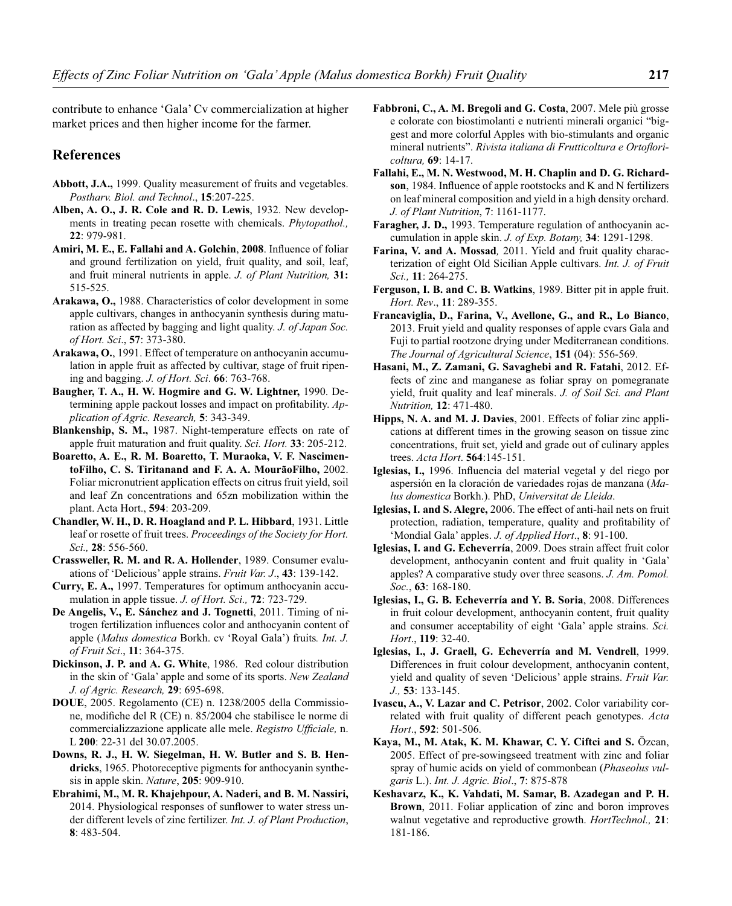contribute to enhance 'Gala' Cv commercialization at higher market prices and then higher income for the farmer.

## References

**Abbott, J.A.,** 1999. Quality measurement of fruits and vegetables. *Postharv. Biol. and Technol*., **15**:207-225.

**Alben, A. O., J. R. Cole and R. D. Lewis**, 1932. New developments in treating pecan rosette with chemicals. *Phytopathol.,* **22**: 979-981.

**Amiri, M. E., E. Fallahi and A. Golchin**, **2008**. Influence of foliar and ground fertilization on yield, fruit quality, and soil, leaf, and fruit mineral nutrients in apple. *J. of Plant Nutrition,* **31:** 515-525.

**Arakawa, O.,** 1988. Characteristics of color development in some apple cultivars, changes in anthocyanin synthesis during maturation as affected by bagging and light quality. *J. of Japan Soc. of Hort. Sci*., **57**: 373-380.

**Arakawa, O.**, 1991. Effect of temperature on anthocyanin accumulation in apple fruit as affected by cultivar, stage of fruit ripening and bagging. *J. of Hort. Sci*. **66**: 763-768.

**Baugher, T. A., H. W. Hogmire and G. W. Lightner,** 1990. Determining apple packout losses and impact on profitability. *Application of Agric. Research,* **5**: 343-349.

**Blankenship, S. M.,** 1987. Night-temperature effects on rate of apple fruit maturation and fruit quality. *Sci. Hort.* **33**: 205-212.

**Boaretto, A. E., R. M. Boaretto, T. Muraoka, V. F. NascimentoFilho, C. S. Tiritanand and F. A. A. MourãoFilho,** 2002. Foliar micronutrient application effects on citrus fruit yield, soil and leaf Zn concentrations and 65zn mobilization within the plant. Acta Hort., **594**: 203-209.

**Chandler, W. H., D. R. Hoagland and P. L. Hibbard**, 1931. Little leaf or rosette of fruit trees. *Proceedings of the Society for Hort. Sci.,* **28**: 556-560.

**Crassweller, R. M. and R. A. Hollender**, 1989. Consumer evaluations of 'Delicious' apple strains. *Fruit Var. J*., **43**: 139-142.

**Curry, E. A.,** 1997. Temperatures for optimum anthocyanin accumulation in apple tissue. *J. of Hort. Sci.,* **72**: 723-729.

**De Angelis, V., E. Sánchez and J. Tognetti**, 2011. Timing of nitrogen fertilization influences color and anthocyanin content of apple (*Malus domestica* Borkh. cv 'Royal Gala') fruits*. Int. J. of Fruit Sci*., **11**: 364-375.

**Dickinson, J. P. and A. G. White**, 1986. Red colour distribution in the skin of 'Gala' apple and some of its sports. *New Zealand J. of Agric. Research,* **29**: 695-698.

**DOUE**, 2005. Regolamento (CE) n. 1238/2005 della Commissione, modifiche del R (CE) n. 85/2004 che stabilisce le norme di commercializzazione applicate alle mele. *Registro Ufficiale,* n. L **200**: 22-31 del 30.07.2005.

**Downs, R. J., H. W. Siegelman, H. W. Butler and S. B. Hendricks**, 1965. Photoreceptive pigments for anthocyanin synthesis in apple skin. *Nature*, **205**: 909-910.

**Ebrahimi, M., M. R. Khajehpour, A. Naderi, and B. M. Nassiri,** 2014. Physiological responses of sunflower to water stress under different levels of zinc fertilizer. *Int. J. of Plant Production*, **8**: 483-504.

**Fabbroni, C., A. M. Bregoli and G. Costa**, 2007. Mele più grosse e colorate con biostimolanti e nutrienti minerali organici "biggest and more colorful Apples with bio-stimulants and organic mineral nutrients". *Rivista italiana di Frutticoltura e Ortofloricoltura,* **69**: 14-17.

**Fallahi, E., M. N. Westwood, M. H. Chaplin and D. G. Richardson**, 1984. Influence of apple rootstocks and K and N fertilizers on leaf mineral composition and yield in a high density orchard. *J. of Plant Nutrition*, **7**: 1161-1177.

**Faragher, J. D.,** 1993. Temperature regulation of anthocyanin accumulation in apple skin. *J. of Exp. Botany,* **34**: 1291-1298.

**Farina, V. and A. Mossad***,* 2011. Yield and fruit quality characterization of eight Old Sicilian Apple cultivars. *Int. J. of Fruit Sci.,* **11**: 264-275.

**Ferguson, I. B. and C. B. Watkins**, 1989. Bitter pit in apple fruit. *Hort. Rev*., **11**: 289-355.

**Francaviglia, D., Farina, V., Avellone, G., and R., Lo Bianco**, 2013. Fruit yield and quality responses of apple cvars Gala and Fuji to partial rootzone drying under Mediterranean conditions. *The Journal of Agricultural Science*, **151** (04): 556-569.

**Hasani, M., Z. Zamani, G. Savaghebi and R. Fatahi**, 2012. Effects of zinc and manganese as foliar spray on pomegranate yield, fruit quality and leaf minerals. *J. of Soil Sci. and Plant Nutrition,* **12**: 471-480.

**Hipps, N. A. and M. J. Davies**, 2001. Effects of foliar zinc applications at different times in the growing season on tissue zinc concentrations, fruit set, yield and grade out of culinary apples trees. *Acta Hort*. **564**:145-151.

**Iglesias, I.,** 1996. Influencia del material vegetal y del riego por aspersión en la cloración de variedades rojas de manzana (*Malus domestica* Borkh.). PhD, *Universitat de Lleida*.

**Iglesias, I. and S. Alegre,** 2006. The effect of anti-hail nets on fruit protection, radiation, temperature, quality and profitability of 'Mondial Gala' apples. *J. of Applied Hort*., **8**: 91-100.

**Iglesias, I. and G. Echeverría**, 2009. Does strain affect fruit color development, anthocyanin content and fruit quality in 'Gala' apples? A comparative study over three seasons. *J. Am. Pomol. Soc.*, **63**: 168-180.

**Iglesias, I., G. B. Echeverría and Y. B. Soria**, 2008. Differences in fruit colour development, anthocyanin content, fruit quality and consumer acceptability of eight 'Gala' apple strains. *Sci. Hort*., **119**: 32-40.

**Iglesias, I., J. Graell, G. Echeverría and M. Vendrell**, 1999. Differences in fruit colour development, anthocyanin content, yield and quality of seven 'Delicious' apple strains. *Fruit Var. J.,* **53**: 133-145.

**Ivascu, A., V. Lazar and C. Petrisor**, 2002. Color variability correlated with fruit quality of different peach genotypes. *Acta Hort*., **592**: 501-506.

**Kaya, M., M. Atak, K. M. Khawar, C. Y. Ciftci and S.** Özcan, 2005. Effect of pre-sowingseed treatment with zinc and foliar spray of humic acids on yield of commonbean (*Phaseolus vulgaris* L.). *Int. J. Agric. Biol*., **7**: 875-878

**Keshavarz, K., K. Vahdati, M. Samar, B. Azadegan and P. H. Brown**, 2011. Foliar application of zinc and boron improves walnut vegetative and reproductive growth. *HortTechnol.,* **21**: 181-186.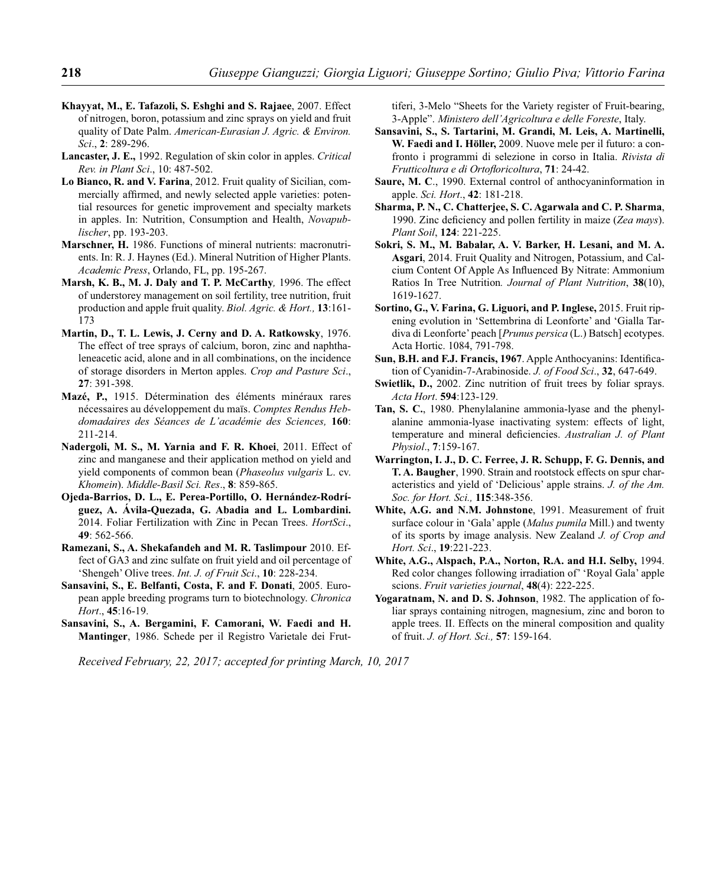**Khayyat, M., E. Tafazoli, S. Eshghi and S. Rajaee**, 2007. Effect of nitrogen, boron, potassium and zinc sprays on yield and fruit quality of Date Palm. *American-Eurasian J. Agric. & Environ. Sci*., **2**: 289-296.

**Lancaster, J. E.,** 1992. Regulation of skin color in apples. *Critical Rev. in Plant Sci*., 10: 487-502.

**Lo Bianco, R. and V. Farina**, 2012. Fruit quality of Sicilian, commercially affirmed, and newly selected apple varieties: potential resources for genetic improvement and specialty markets in apples. In: Nutrition, Consumption and Health, *Novapublischer*, pp. 193-203.

**Marschner, H.** 1986. Functions of mineral nutrients: macronutrients. In: R. J. Haynes (Ed.). Mineral Nutrition of Higher Plants. *Academic Press*, Orlando, FL, pp. 195-267.

**Marsh, K. B., M. J. Daly and T. P. McCarthy***,* 1996. The effect of understorey management on soil fertility, tree nutrition, fruit production and apple fruit quality. *Biol. Agric. & Hort.,* **13**:161-173

**Martin, D., T. L. Lewis, J. Cerny and D. A. Ratkowsky**, 1976. The effect of tree sprays of calcium, boron, zinc and naphthaleneacetic acid, alone and in all combinations, on the incidence of storage disorders in Merton apples. *Crop and Pasture Sci*., **27**: 391-398.

**Mazé, P.,** 1915. Détermination des éléments minéraux rares nécessaires au développement du maïs. *Comptes Rendus Hebdomadaires des Séances de L'académie des Sciences,* **160**: 211-214.

**Nadergoli, M. S., M. Yarnia and F. R. Khoei**, 2011. Effect of zinc and manganese and their application method on yield and yield components of common bean (*Phaseolus vulgaris* L. cv. *Khomein*). *Middle-Basil Sci. Res*., **8**: 859-865.

**Ojeda-Barrios, D. L., E. Perea-Portillo, O. Hernández-Rodríguez, A. Ávila-Quezada, G. Abadia and L. Lombardini.** 2014. Foliar Fertilization with Zinc in Pecan Trees. *HortSci*., **49**: 562-566.

**Ramezani, S., A. Shekafandeh and M. R. Taslimpour** 2010. Effect of GA3 and zinc sulfate on fruit yield and oil percentage of 'Shengeh' Olive trees. *Int. J. of Fruit Sci*., **10**: 228-234.

**Sansavini, S., E. Belfanti, Costa, F. and F. Donati**, 2005. European apple breeding programs turn to biotechnology. *Chronica Hort*., **45**:16-19.

**Sansavini, S., A. Bergamini, F. Camorani, W. Faedi and H. Mantinger**, 1986. Schede per il Registro Varietale dei Fruttiferi, 3-Melo "Sheets for the Variety register of Fruit-bearing, 3-Apple". *Ministero dell'Agricoltura e delle Foreste*, Italy.

**Sansavini, S., S. Tartarini, M. Grandi, M. Leis, A. Martinelli, W. Faedi and I. Höller,** 2009. Nuove mele per il futuro: a confronto i programmi di selezione in corso in Italia. *Rivista di Frutticoltura e di Ortofloricoltura*, **71**: 24-42.

**Saure, M. C**., 1990. External control of anthocyaninformation in apple. *Sci. Hort*., **42**: 181-218.

**Sharma, P. N., C. Chatterjee, S. C. Agarwala and C. P. Sharma**, 1990. Zinc deficiency and pollen fertility in maize (*Zea mays*). *Plant Soil*, **124**: 221-225.

**Sokri, S. M., M. Babalar, A. V. Barker, H. Lesani, and M. A. Asgari**, 2014. Fruit Quality and Nitrogen, Potassium, and Calcium Content Of Apple As Influenced By Nitrate: Ammonium Ratios In Tree Nutrition*. Journal of Plant Nutrition*, **38**(10), 1619-1627.

**Sortino, G., V. Farina, G. Liguori, and P. Inglese,** 2015. Fruit ripening evolution in 'Settembrina di Leonforte' and 'Gialla Tardiva di Leonforte' peach [*Prunus persica* (L.) Batsch] ecotypes. Acta Hortic. 1084, 791-798.

**Sun, B.H. and F.J. Francis, 1967**. Apple Anthocyanins: Identification of Cyanidin-7-Arabinoside. *J. of Food Sci*., **32**, 647-649.

**Swietlik, D.,** 2002. Zinc nutrition of fruit trees by foliar sprays. *Acta Hort*. **594**:123-129.

**Tan, S. C.**, 1980. Phenylalanine ammonia-lyase and the phenylalanine ammonia-lyase inactivating system: effects of light, temperature and mineral deficiencies. *Australian J. of Plant Physiol*., **7**:159-167.

**Warrington, I. J., D. C. Ferree, J. R. Schupp, F. G. Dennis, and T. A. Baugher**, 1990. Strain and rootstock effects on spur characteristics and yield of 'Delicious' apple strains. *J. of the Am. Soc. for Hort. Sci.,* **115**:348-356.

**White, A.G. and N.M. Johnstone**, 1991. Measurement of fruit surface colour in 'Gala' apple (*Malus pumila* Mill.) and twenty of its sports by image analysis. New Zealand *J. of Crop and Hort. Sci*., **19**:221-223.

**White, A.G., Alspach, P.A., Norton, R.A. and H.I. Selby,** 1994. Red color changes following irradiation of' 'Royal Gala' apple scions. *Fruit varieties journal*, **48**(4): 222-225.

**Yogaratnam, N. and D. S. Johnson**, 1982. The application of foliar sprays containing nitrogen, magnesium, zinc and boron to apple trees. II. Effects on the mineral composition and quality of fruit. *J. of Hort. Sci.,* **57**: 159-164.

*Received February, 22, 2017; accepted for printing March, 10, 2017*